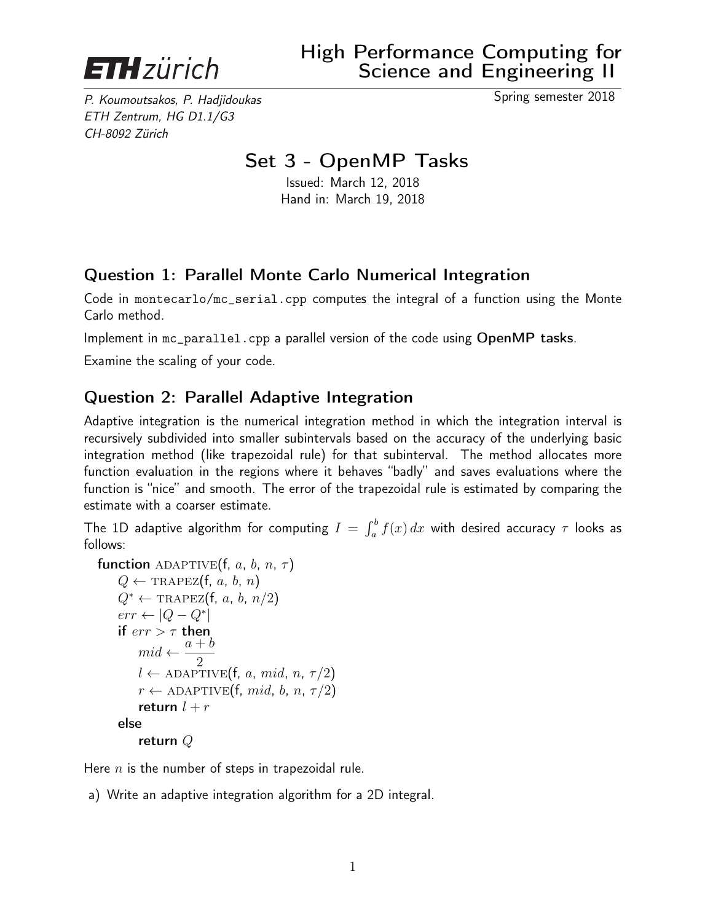**ETH zürich**

# High Performance Computing for Science and Engineering II

*P. Koumoutsakos, P. Hadjidoukas*
*ETH Zentrum, HG D1.1/G3*
*CH-8092 Zürich*

Spring semester 2018

# Set 3 - OpenMP Tasks

Issued: March 12, 2018
Hand in: March 19, 2018

## Question 1: Parallel Monte Carlo Numerical Integration

Code in `montecarlo/mc_serial.cpp` computes the integral of a function using the Monte Carlo method.

Implement in `mc_parallel.cpp` a parallel version of the code using **OpenMP tasks**.

Examine the scaling of your code.

## Question 2: Parallel Adaptive Integration

Adaptive integration is the numerical integration method in which the integration interval is recursively subdivided into smaller subintervals based on the accuracy of the underlying basic integration method (like trapezoidal rule) for that subinterval. The method allocates more function evaluation in the regions where it behaves "badly" and saves evaluations where the function is "nice" and smooth. The error of the trapezoidal rule is estimated by comparing the estimate with a coarser estimate.

The 1D adaptive algorithm for computing $I = \int_a^b f(x)\,dx$ with desired accuracy $\tau$ looks as follows:

```
function ADAPTIVE(f, a, b, n, τ)
    Q ← TRAPEZ(f, a, b, n)
    Q* ← TRAPEZ(f, a, b, n/2)
    err ← |Q − Q*|
    if err > τ then
        mid ← (a + b)/2
        l ← ADAPTIVE(f, a, mid, n, τ/2)
        r ← ADAPTIVE(f, mid, b, n, τ/2)
        return l + r
    else
        return Q
```

Here $n$ is the number of steps in trapezoidal rule.

a) Write an adaptive integration algorithm for a 2D integral.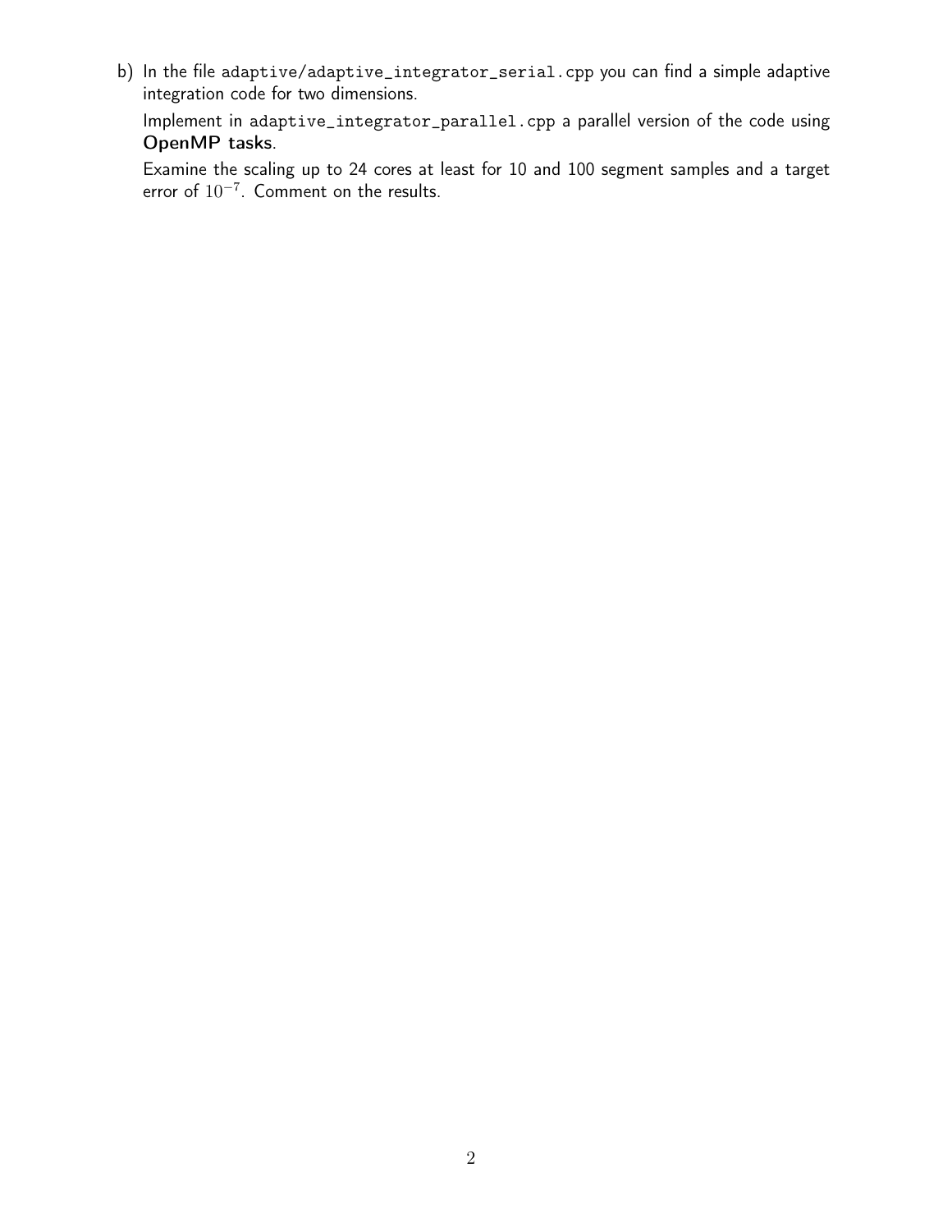b) In the file `adaptive/adaptive_integrator_serial.cpp` you can find a simple adaptive integration code for two dimensions.

   Implement in `adaptive_integrator_parallel.cpp` a parallel version of the code using **OpenMP tasks**.

   Examine the scaling up to 24 cores at least for 10 and 100 segment samples and a target error of $10^{-7}$. Comment on the results.